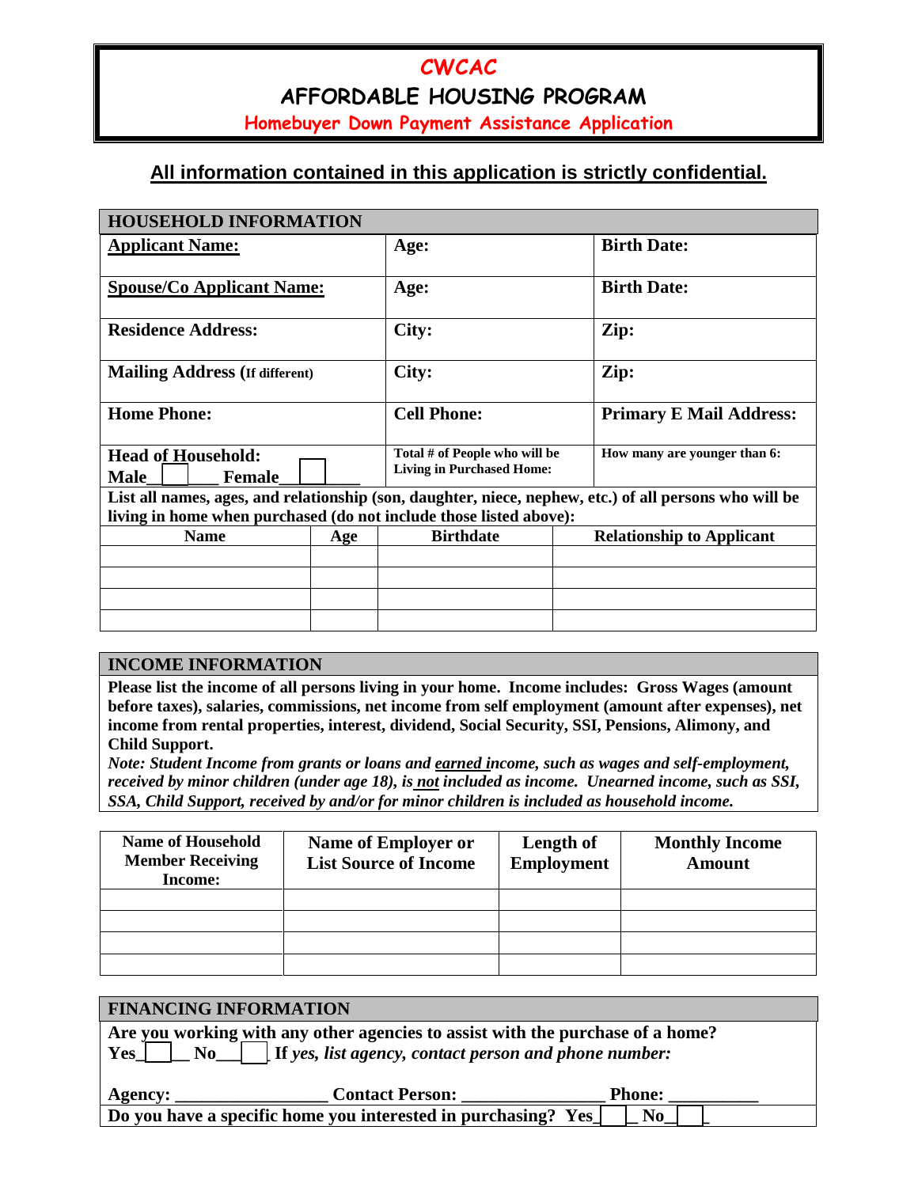# CWCAC

## AFFORDABLE HOUSING PROGRAM

### Homebuyer Down Payment Assistance Application

**All information contained in this application is strictly confidential.**

| HOUSEHOLD INFORMATION | | |
|---|---|---|
| **Applicant Name:** | **Age:** | **Birth Date:** |
| **Spouse/Co Applicant Name:** | **Age:** | **Birth Date:** |
| **Residence Address:** | **City:** | **Zip:** |
| **Mailing Address (If different)** | **City:** | **Zip:** |
| **Home Phone:** | **Cell Phone:** | **Primary E Mail Address:** |
| **Head of Household:** Male____ Female____ | **Total # of People who will be Living in Purchased Home:** | **How many are younger than 6:** |

**List all names, ages, and relationship (son, daughter, niece, nephew, etc.) of all persons who will be living in home when purchased (do not include those listed above):**

| Name | Age | Birthdate | Relationship to Applicant |
|---|---|---|---|
| | | | |
| | | | |
| | | | |
| | | | |

## INCOME INFORMATION

**Please list the income of all persons living in your home. Income includes: Gross Wages (amount before taxes), salaries, commissions, net income from self employment (amount after expenses), net income from rental properties, interest, dividend, Social Security, SSI, Pensions, Alimony, and Child Support.**

***Note: Student Income from grants or loans and earned income, such as wages and self-employment, received by minor children (under age 18), is not included as income. Unearned income, such as SSI, SSA, Child Support, received by and/or for minor children is included as household income.***

| Name of Household Member Receiving Income: | Name of Employer or List Source of Income | Length of Employment | Monthly Income Amount |
|---|---|---|---|
| | | | |
| | | | |
| | | | |
| | | | |

## FINANCING INFORMATION

**Are you working with any other agencies to assist with the purchase of a home?**
**Yes____ No____** **If** ***yes, list agency, contact person and phone number:***

**Agency: _________________ Contact Person: ________________ Phone: __________**

**Do you have a specific home you interested in purchasing? Yes____ No____**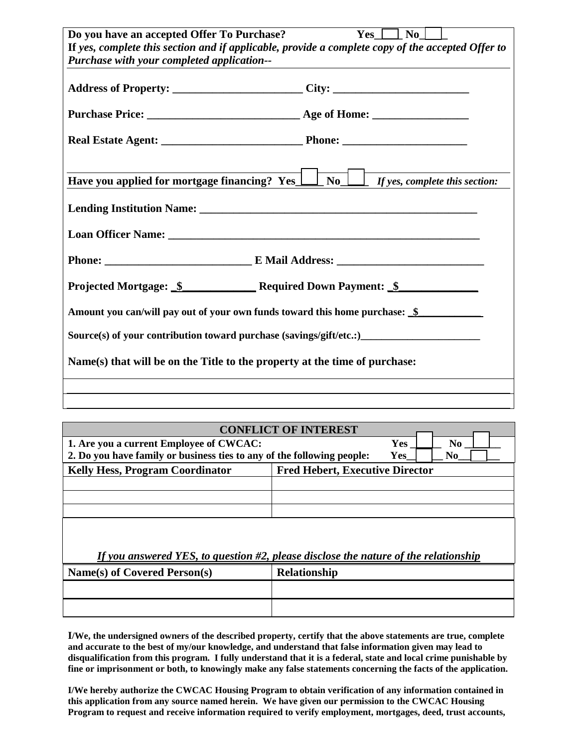**Do you have an accepted Offer To Purchase?** **Yes____ No____**

**If** ***yes, complete this section and if applicable, provide a complete copy of the accepted Offer to Purchase with your completed application--***

**Address of Property: _______________________ City: ________________________**

**Purchase Price: ___________________________ Age of Home: _________________**

**Real Estate Agent: _________________________ Phone: ______________________**

**Have you applied for mortgage financing? Yes____ No____** ***If yes, complete this section:***

**Lending Institution Name: ___________________________________________________**

**Loan Officer Name: _________________________________________________________**

**Phone: __________________________ E Mail Address: __________________________**

**Projected Mortgage: _$_____________ Required Down Payment: _$______________**

**Amount you can/will pay out of your own funds toward this home purchase: _$____________**

**Source(s) of your contribution toward purchase (savings/gift/etc.:)_______________________**

**Name(s) that will be on the Title to the property at the time of purchase:**

_______________________________________________________________________________

_______________________________________________________________________________

## CONFLICT OF INTEREST

**1. Are you a current Employee of CWCAC:** **Yes ____ No ____**

**2. Do you have family or business ties to any of the following people:** **Yes____ No____**

| Kelly Hess, Program Coordinator | Fred Hebert, Executive Director |
|---|---|
| | |
| | |
| | |

***If you answered YES, to question #2, please disclose the nature of the relationship***

| Name(s) of Covered Person(s) | Relationship |
|---|---|
| | |
| | |

**I/We, the undersigned owners of the described property, certify that the above statements are true, complete and accurate to the best of my/our knowledge, and understand that false information given may lead to disqualification from this program. I fully understand that it is a federal, state and local crime punishable by fine or imprisonment or both, to knowingly make any false statements concerning the facts of the application.**

**I/We hereby authorize the CWCAC Housing Program to obtain verification of any information contained in this application from any source named herein. We have given our permission to the CWCAC Housing Program to request and receive information required to verify employment, mortgages, deed, trust accounts,**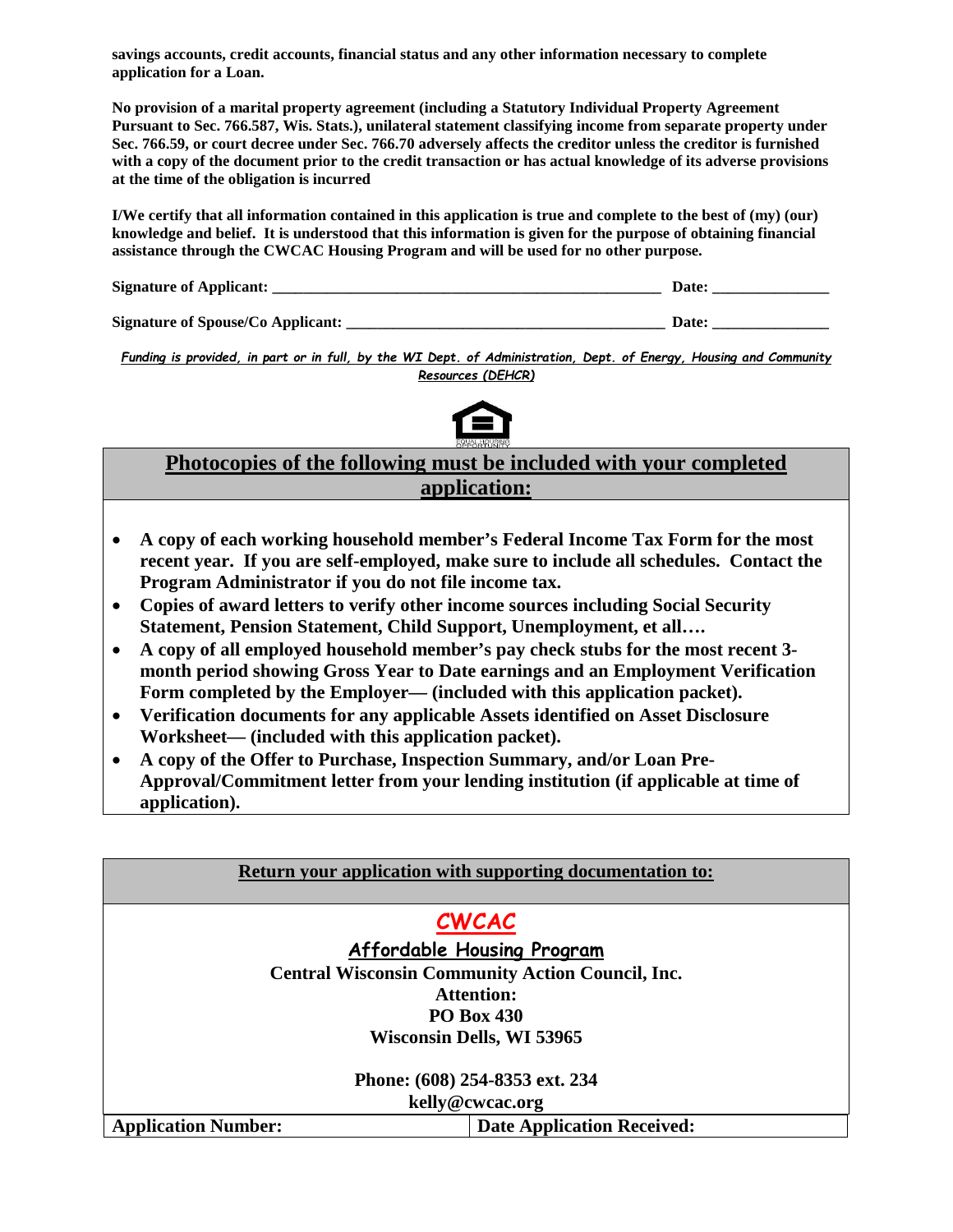**savings accounts, credit accounts, financial status and any other information necessary to complete application for a Loan.**

**No provision of a marital property agreement (including a Statutory Individual Property Agreement Pursuant to Sec. 766.587, Wis. Stats.), unilateral statement classifying income from separate property under Sec. 766.59, or court decree under Sec. 766.70 adversely affects the creditor unless the creditor is furnished with a copy of the document prior to the credit transaction or has actual knowledge of its adverse provisions at the time of the obligation is incurred**

**I/We certify that all information contained in this application is true and complete to the best of (my) (our) knowledge and belief. It is understood that this information is given for the purpose of obtaining financial assistance through the CWCAC Housing Program and will be used for no other purpose.**

**Signature of Applicant: ___________________________________________________ Date: _______________**

**Signature of Spouse/Co Applicant: _________________________________________ Date: _______________**

*Funding is provided, in part or in full, by the WI Dept. of Administration, Dept. of Energy, Housing and Community Resources (DEHCR)*

EQUAL HOUSING OPPORTUNITY

## Photocopies of the following must be included with your completed application:

- **A copy of each working household member's Federal Income Tax Form for the most recent year. If you are self-employed, make sure to include all schedules. Contact the Program Administrator if you do not file income tax.**
- **Copies of award letters to verify other income sources including Social Security Statement, Pension Statement, Child Support, Unemployment, et all….**
- **A copy of all employed household member's pay check stubs for the most recent 3-month period showing Gross Year to Date earnings and an Employment Verification Form completed by the Employer— (included with this application packet).**
- **Verification documents for any applicable Assets identified on Asset Disclosure Worksheet— (included with this application packet).**
- **A copy of the Offer to Purchase, Inspection Summary, and/or Loan Pre-Approval/Commitment letter from your lending institution (if applicable at time of application).**

**Return your application with supporting documentation to:**

**CWCAC**

**Affordable Housing Program**
**Central Wisconsin Community Action Council, Inc.**
**Attention:**
**PO Box 430**
**Wisconsin Dells, WI 53965**

**Phone: (608) 254-8353 ext. 234**
**kelly@cwcac.org**

| **Application Number:** | **Date Application Received:** |
| --- | --- |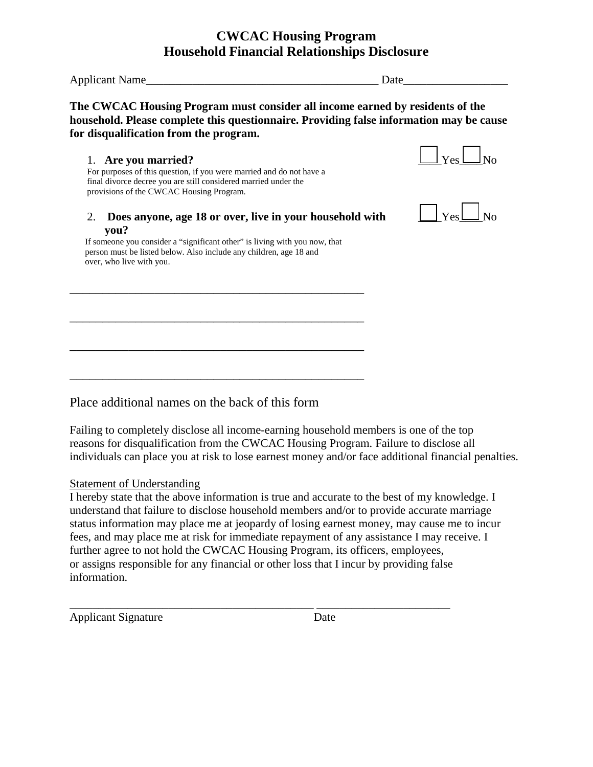# CWCAC Housing Program
# Household Financial Relationships Disclosure

Applicant Name_______________________________________ Date_________________

**The CWCAC Housing Program must consider all income earned by residents of the household. Please complete this questionnaire. Providing false information may be cause for disqualification from the program.**

1. **Are you married?** ☐ Yes ☐ No

   For purposes of this question, if you were married and do not have a final divorce decree you are still considered married under the provisions of the CWCAC Housing Program.

2. **Does anyone, age 18 or over, live in your household with you?** ☐ Yes ☐ No

   If someone you consider a "significant other" is living with you now, that person must be listed below. Also include any children, age 18 and over, who live with you.

_______________________________________________

_______________________________________________

_______________________________________________

_______________________________________________

Place additional names on the back of this form

Failing to completely disclose all income-earning household members is one of the top reasons for disqualification from the CWCAC Housing Program. Failure to disclose all individuals can place you at risk to lose earnest money and/or face additional financial penalties.

Statement of Understanding

I hereby state that the above information is true and accurate to the best of my knowledge. I understand that failure to disclose household members and/or to provide accurate marriage status information may place me at jeopardy of losing earnest money, may cause me to incur fees, and may place me at risk for immediate repayment of any assistance I may receive. I further agree to not hold the CWCAC Housing Program, its officers, employees, or assigns responsible for any financial or other loss that I incur by providing false information.

___________________________________________ ______________________

Applicant Signature Date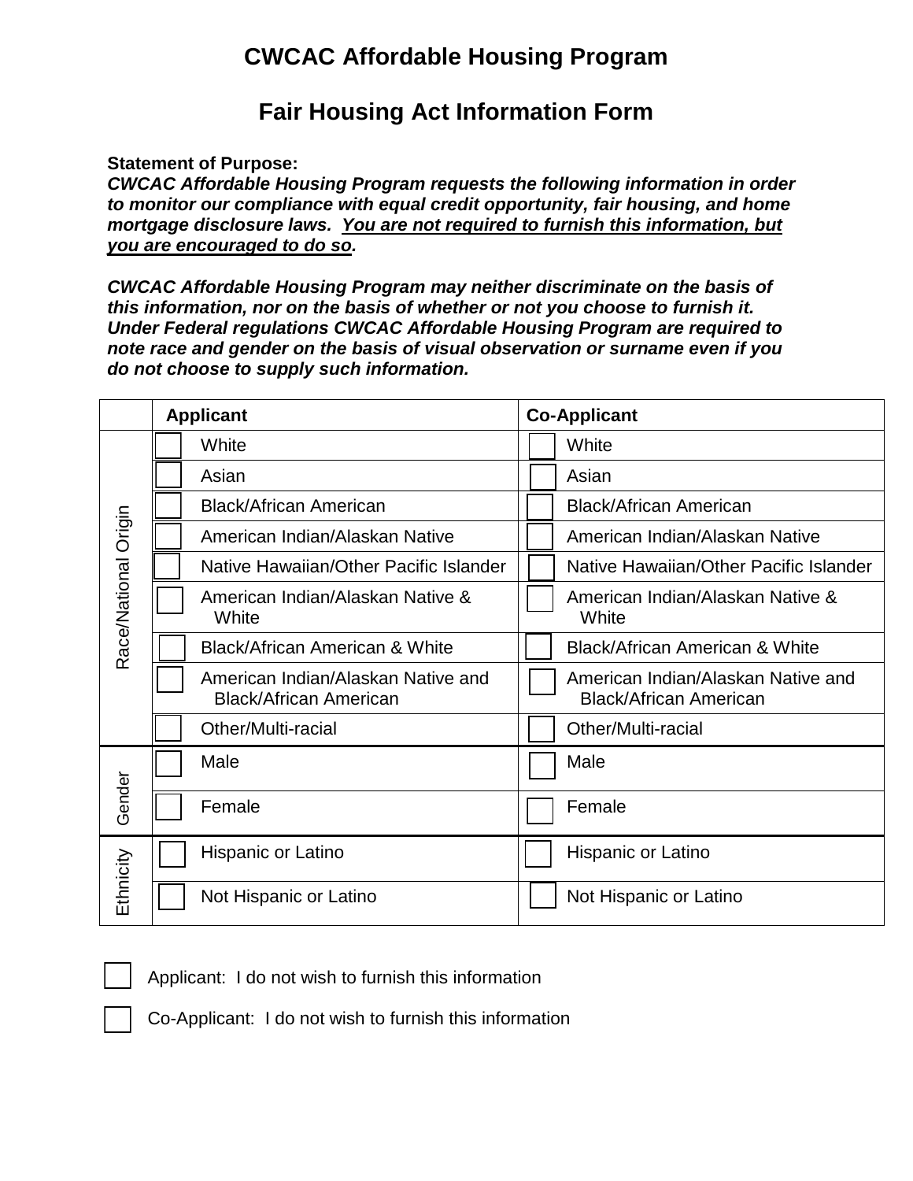# CWCAC Affordable Housing Program

## Fair Housing Act Information Form

**Statement of Purpose:**
***CWCAC Affordable Housing Program requests the following information in order to monitor our compliance with equal credit opportunity, fair housing, and home mortgage disclosure laws. <u>You are not required to furnish this information, but you are encouraged to do so</u>.***

***CWCAC Affordable Housing Program may neither discriminate on the basis of this information, nor on the basis of whether or not you choose to furnish it. Under Federal regulations CWCAC Affordable Housing Program are required to note race and gender on the basis of visual observation or surname even if you do not choose to supply such information.***

| | Applicant | Co-Applicant |
|---|---|---|
| Race/National Origin | ☐ White | ☐ White |
| | ☐ Asian | ☐ Asian |
| | ☐ Black/African American | ☐ Black/African American |
| | ☐ American Indian/Alaskan Native | ☐ American Indian/Alaskan Native |
| | ☐ Native Hawaiian/Other Pacific Islander | ☐ Native Hawaiian/Other Pacific Islander |
| | ☐ American Indian/Alaskan Native & White | ☐ American Indian/Alaskan Native & White |
| | ☐ Black/African American & White | ☐ Black/African American & White |
| | ☐ American Indian/Alaskan Native and Black/African American | ☐ American Indian/Alaskan Native and Black/African American |
| | ☐ Other/Multi-racial | ☐ Other/Multi-racial |
| Gender | ☐ Male | ☐ Male |
| | ☐ Female | ☐ Female |
| Ethnicity | ☐ Hispanic or Latino | ☐ Hispanic or Latino |
| | ☐ Not Hispanic or Latino | ☐ Not Hispanic or Latino |

☐ Applicant: I do not wish to furnish this information

☐ Co-Applicant: I do not wish to furnish this information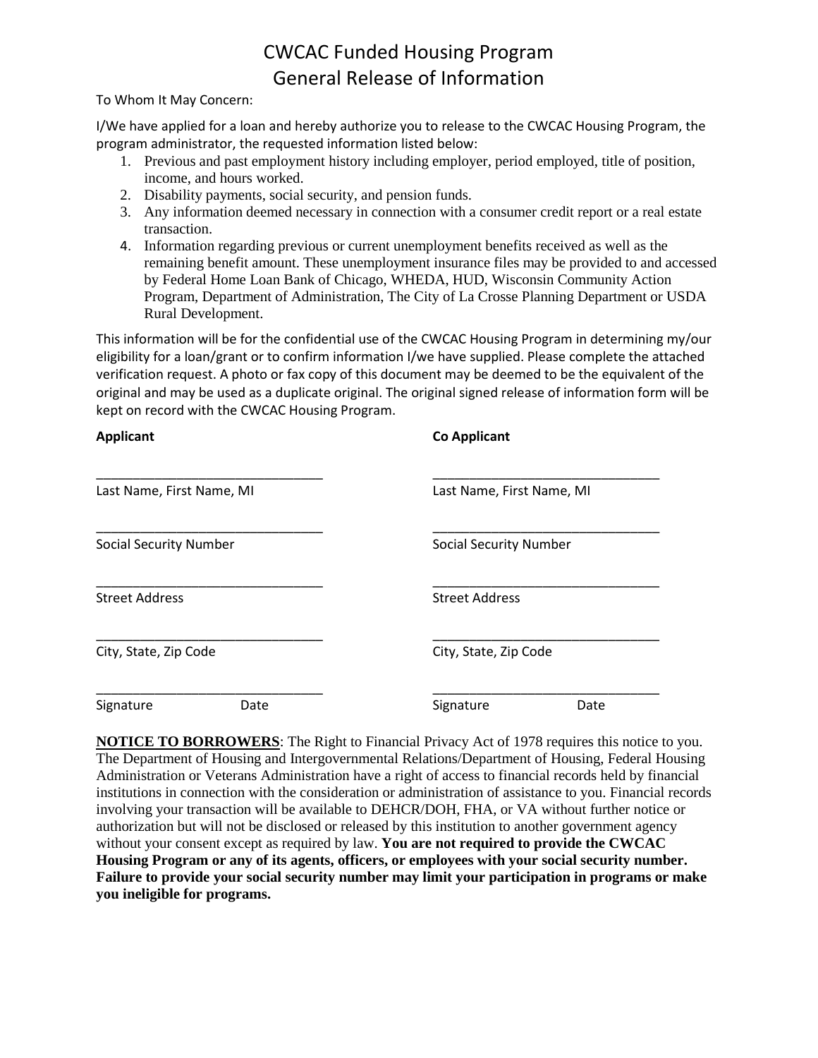# CWCAC Funded Housing Program
# General Release of Information

To Whom It May Concern:

I/We have applied for a loan and hereby authorize you to release to the CWCAC Housing Program, the program administrator, the requested information listed below:

1. Previous and past employment history including employer, period employed, title of position, income, and hours worked.
2. Disability payments, social security, and pension funds.
3. Any information deemed necessary in connection with a consumer credit report or a real estate transaction.
4. Information regarding previous or current unemployment benefits received as well as the remaining benefit amount. These unemployment insurance files may be provided to and accessed by Federal Home Loan Bank of Chicago, WHEDA, HUD, Wisconsin Community Action Program, Department of Administration, The City of La Crosse Planning Department or USDA Rural Development.

This information will be for the confidential use of the CWCAC Housing Program in determining my/our eligibility for a loan/grant or to confirm information I/we have supplied. Please complete the attached verification request. A photo or fax copy of this document may be deemed to be the equivalent of the original and may be used as a duplicate original. The original signed release of information form will be kept on record with the CWCAC Housing Program.

| **Applicant** | **Co Applicant** |
|---|---|
| _______________________________ | _______________________________ |
| Last Name, First Name, MI | Last Name, First Name, MI |
| _______________________________ | _______________________________ |
| Social Security Number | Social Security Number |
| _______________________________ | _______________________________ |
| Street Address | Street Address |
| _______________________________ | _______________________________ |
| City, State, Zip Code | City, State, Zip Code |
| _______________________________ | _______________________________ |
| Signature Date | Signature Date |

**NOTICE TO BORROWERS**: The Right to Financial Privacy Act of 1978 requires this notice to you. The Department of Housing and Intergovernmental Relations/Department of Housing, Federal Housing Administration or Veterans Administration have a right of access to financial records held by financial institutions in connection with the consideration or administration of assistance to you. Financial records involving your transaction will be available to DEHCR/DOH, FHA, or VA without further notice or authorization but will not be disclosed or released by this institution to another government agency without your consent except as required by law. **You are not required to provide the CWCAC Housing Program or any of its agents, officers, or employees with your social security number. Failure to provide your social security number may limit your participation in programs or make you ineligible for programs.**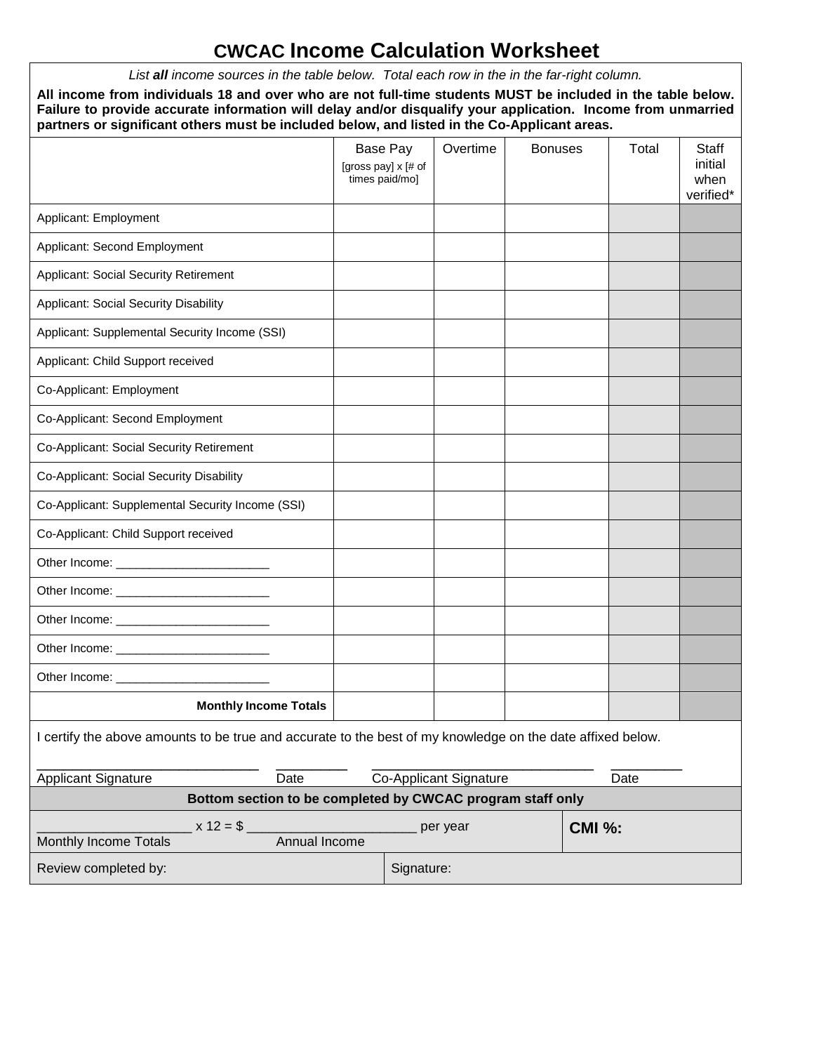# CWCAC Income Calculation Worksheet

*List **all** income sources in the table below. Total each row in the in the far-right column.*

**All income from individuals 18 and over who are not full-time students MUST be included in the table below. Failure to provide accurate information will delay and/or disqualify your application. Income from unmarried partners or significant others must be included below, and listed in the Co-Applicant areas.**

| | Base Pay [gross pay] x [# of times paid/mo] | Overtime | Bonuses | Total | Staff initial when verified* |
|---|---|---|---|---|---|
| Applicant: Employment | | | | | |
| Applicant: Second Employment | | | | | |
| Applicant: Social Security Retirement | | | | | |
| Applicant: Social Security Disability | | | | | |
| Applicant: Supplemental Security Income (SSI) | | | | | |
| Applicant: Child Support received | | | | | |
| Co-Applicant: Employment | | | | | |
| Co-Applicant: Second Employment | | | | | |
| Co-Applicant: Social Security Retirement | | | | | |
| Co-Applicant: Social Security Disability | | | | | |
| Co-Applicant: Supplemental Security Income (SSI) | | | | | |
| Co-Applicant: Child Support received | | | | | |
| Other Income: _______________________ | | | | | |
| Other Income: _______________________ | | | | | |
| Other Income: _______________________ | | | | | |
| Other Income: _______________________ | | | | | |
| Other Income: _______________________ | | | | | |
| **Monthly Income Totals** | | | | | |

I certify the above amounts to be true and accurate to the best of my knowledge on the date affixed below.

______________________________ __________ ______________________________ __________
Applicant Signature Date Co-Applicant Signature Date

**Bottom section to be completed by CWCAC program staff only**

_____________________ x 12 = $ _______________________ per year
Monthly Income Totals Annual Income

**CMI %:**

Review completed by:

Signature: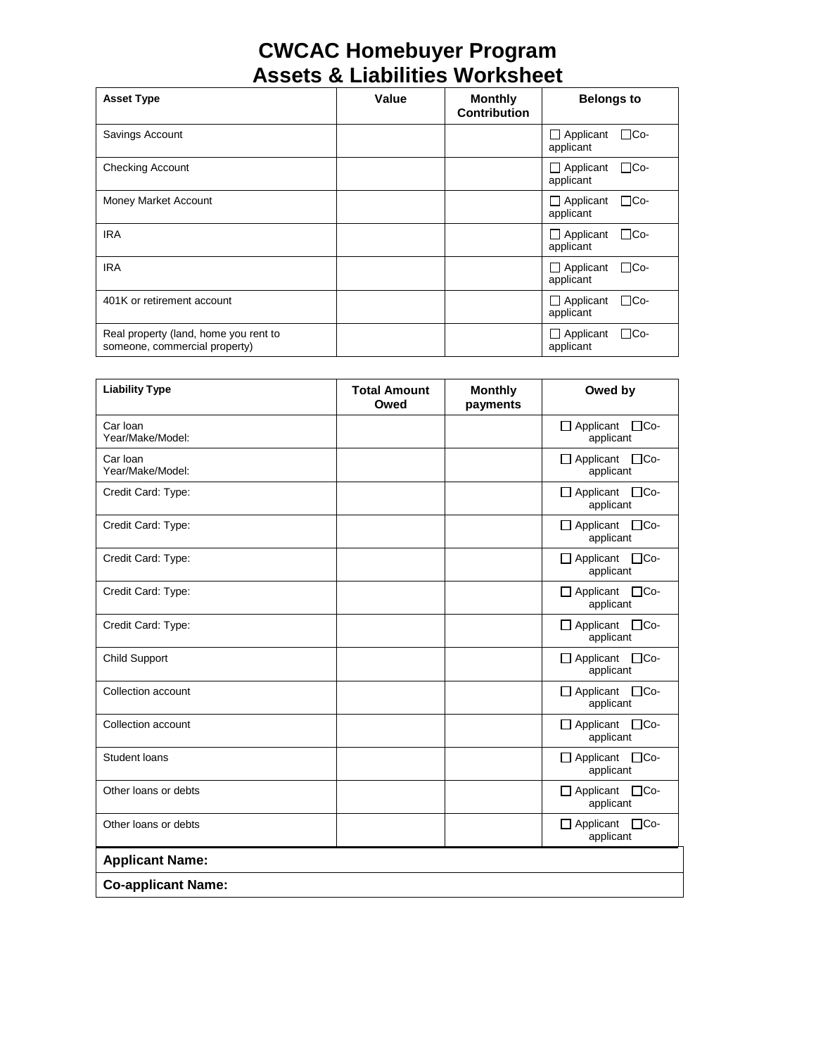# CWCAC Homebuyer Program
# Assets & Liabilities Worksheet

| Asset Type | Value | Monthly Contribution | Belongs to |
|---|---|---|---|
| Savings Account | | | ☐ Applicant ☐Co-applicant |
| Checking Account | | | ☐ Applicant ☐Co-applicant |
| Money Market Account | | | ☐ Applicant ☐Co-applicant |
| IRA | | | ☐ Applicant ☐Co-applicant |
| IRA | | | ☐ Applicant ☐Co-applicant |
| 401K or retirement account | | | ☐ Applicant ☐Co-applicant |
| Real property (land, home you rent to someone, commercial property) | | | ☐ Applicant ☐Co-applicant |

| Liability Type | Total Amount Owed | Monthly payments | Owed by |
|---|---|---|---|
| Car loan<br>Year/Make/Model: | | | ☐ Applicant ☐Co-applicant |
| Car loan<br>Year/Make/Model: | | | ☐ Applicant ☐Co-applicant |
| Credit Card: Type: | | | ☐ Applicant ☐Co-applicant |
| Credit Card: Type: | | | ☐ Applicant ☐Co-applicant |
| Credit Card: Type: | | | ☐ Applicant ☐Co-applicant |
| Credit Card: Type: | | | ☐ Applicant ☐Co-applicant |
| Credit Card: Type: | | | ☐ Applicant ☐Co-applicant |
| Child Support | | | ☐ Applicant ☐Co-applicant |
| Collection account | | | ☐ Applicant ☐Co-applicant |
| Collection account | | | ☐ Applicant ☐Co-applicant |
| Student loans | | | ☐ Applicant ☐Co-applicant |
| Other loans or debts | | | ☐ Applicant ☐Co-applicant |
| Other loans or debts | | | ☐ Applicant ☐Co-applicant |

**Applicant Name:**

**Co-applicant Name:**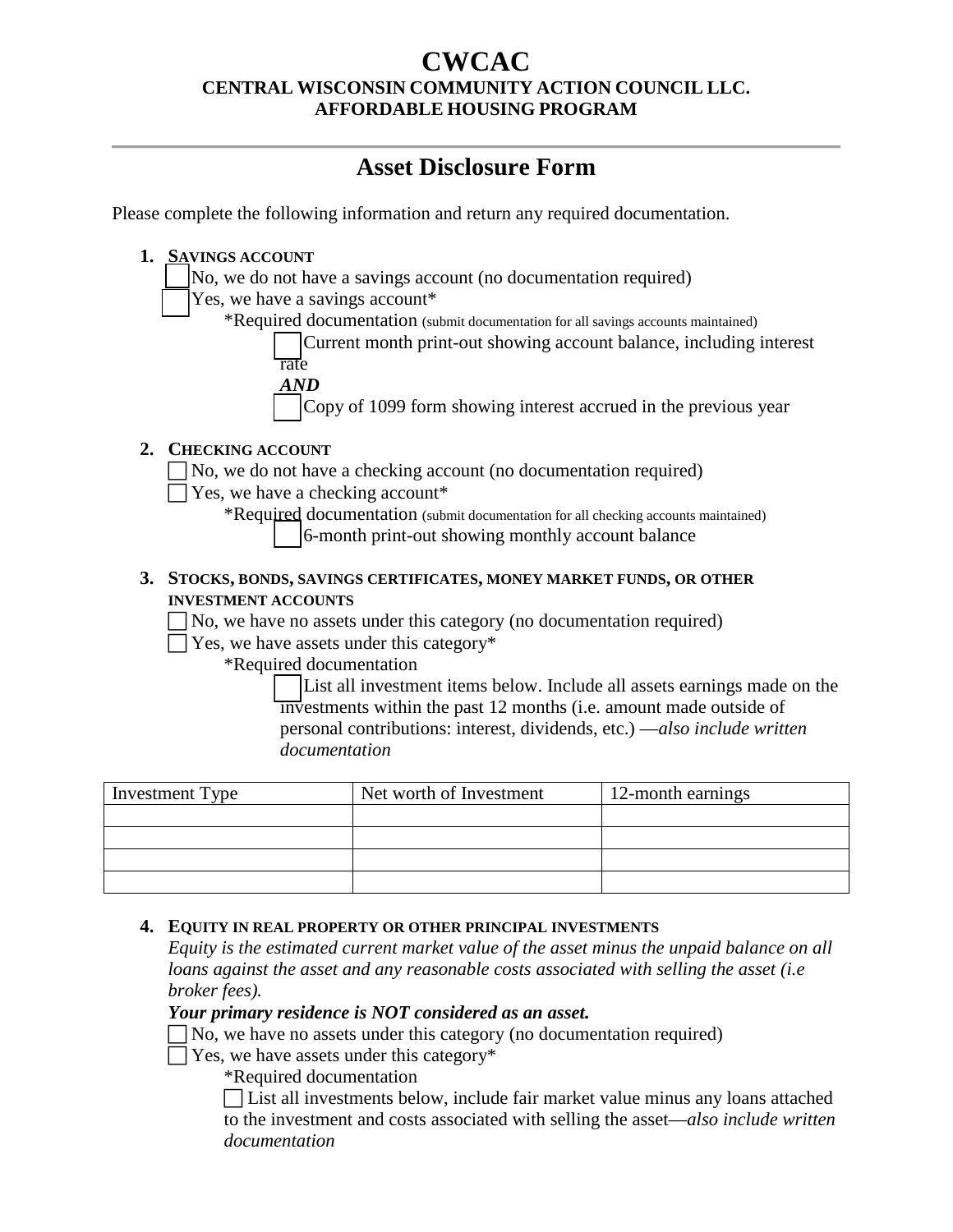# CWCAC

**CENTRAL WISCONSIN COMMUNITY ACTION COUNCIL LLC.**
**AFFORDABLE HOUSING PROGRAM**

---

## Asset Disclosure Form

Please complete the following information and return any required documentation.

1. **SAVINGS ACCOUNT**
   - ☐ No, we do not have a savings account (no documentation required)
   - ☐ Yes, we have a savings account*
     - *Required documentation (submit documentation for all savings accounts maintained)
       - ☐ Current month print-out showing account balance, including interest rate
       - ***AND***
       - ☐ Copy of 1099 form showing interest accrued in the previous year

2. **CHECKING ACCOUNT**
   - ☐ No, we do not have a checking account (no documentation required)
   - ☐ Yes, we have a checking account*
     - *Required documentation (submit documentation for all checking accounts maintained)
       - ☐ 6-month print-out showing monthly account balance

3. **STOCKS, BONDS, SAVINGS CERTIFICATES, MONEY MARKET FUNDS, OR OTHER INVESTMENT ACCOUNTS**
   - ☐ No, we have no assets under this category (no documentation required)
   - ☐ Yes, we have assets under this category*
     - *Required documentation
       - ☐ List all investment items below. Include all assets earnings made on the investments within the past 12 months (i.e. amount made outside of personal contributions: interest, dividends, etc.) —*also include written documentation*

| Investment Type | Net worth of Investment | 12-month earnings |
| --- | --- | --- |
| | | |
| | | |
| | | |
| | | |

4. **EQUITY IN REAL PROPERTY OR OTHER PRINCIPAL INVESTMENTS**
   *Equity is the estimated current market value of the asset minus the unpaid balance on all loans against the asset and any reasonable costs associated with selling the asset (i.e broker fees).*
   ***Your primary residence is NOT considered as an asset.***
   - ☐ No, we have no assets under this category (no documentation required)
   - ☐ Yes, we have assets under this category*
     - *Required documentation
       - ☐ List all investments below, include fair market value minus any loans attached to the investment and costs associated with selling the asset—*also include written documentation*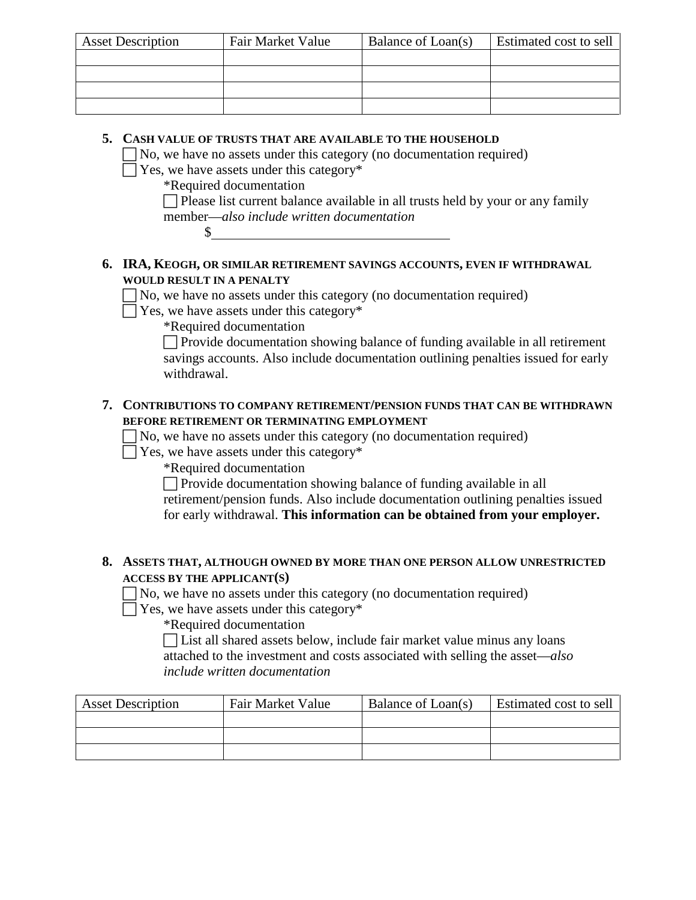| Asset Description | Fair Market Value | Balance of Loan(s) | Estimated cost to sell |
| --- | --- | --- | --- |
| | | | |
| | | | |
| | | | |
| | | | |

5. **CASH VALUE OF TRUSTS THAT ARE AVAILABLE TO THE HOUSEHOLD**

   ☐ No, we have no assets under this category (no documentation required)

   ☐ Yes, we have assets under this category*

   *Required documentation

   ☐ Please list current balance available in all trusts held by your or any family member—*also include written documentation*

   $\_\_\_\_\_\_\_\_\_\_\_\_\_\_\_\_\_\_\_\_\_\_\_\_\_\_\_\_\_\_\_\_\_\_\_\_

6. **IRA, KEOGH, OR SIMILAR RETIREMENT SAVINGS ACCOUNTS, EVEN IF WITHDRAWAL WOULD RESULT IN A PENALTY**

   ☐ No, we have no assets under this category (no documentation required)

   ☐ Yes, we have assets under this category*

   *Required documentation

   ☐ Provide documentation showing balance of funding available in all retirement savings accounts. Also include documentation outlining penalties issued for early withdrawal.

7. **CONTRIBUTIONS TO COMPANY RETIREMENT/PENSION FUNDS THAT CAN BE WITHDRAWN BEFORE RETIREMENT OR TERMINATING EMPLOYMENT**

   ☐ No, we have no assets under this category (no documentation required)

   ☐ Yes, we have assets under this category*

   *Required documentation

   ☐ Provide documentation showing balance of funding available in all retirement/pension funds. Also include documentation outlining penalties issued for early withdrawal. **This information can be obtained from your employer.**

8. **ASSETS THAT, ALTHOUGH OWNED BY MORE THAN ONE PERSON ALLOW UNRESTRICTED ACCESS BY THE APPLICANT(S)**

   ☐ No, we have no assets under this category (no documentation required)

   ☐ Yes, we have assets under this category*

   *Required documentation

   ☐ List all shared assets below, include fair market value minus any loans attached to the investment and costs associated with selling the asset—*also include written documentation*

| Asset Description | Fair Market Value | Balance of Loan(s) | Estimated cost to sell |
| --- | --- | --- | --- |
| | | | |
| | | | |
| | | | |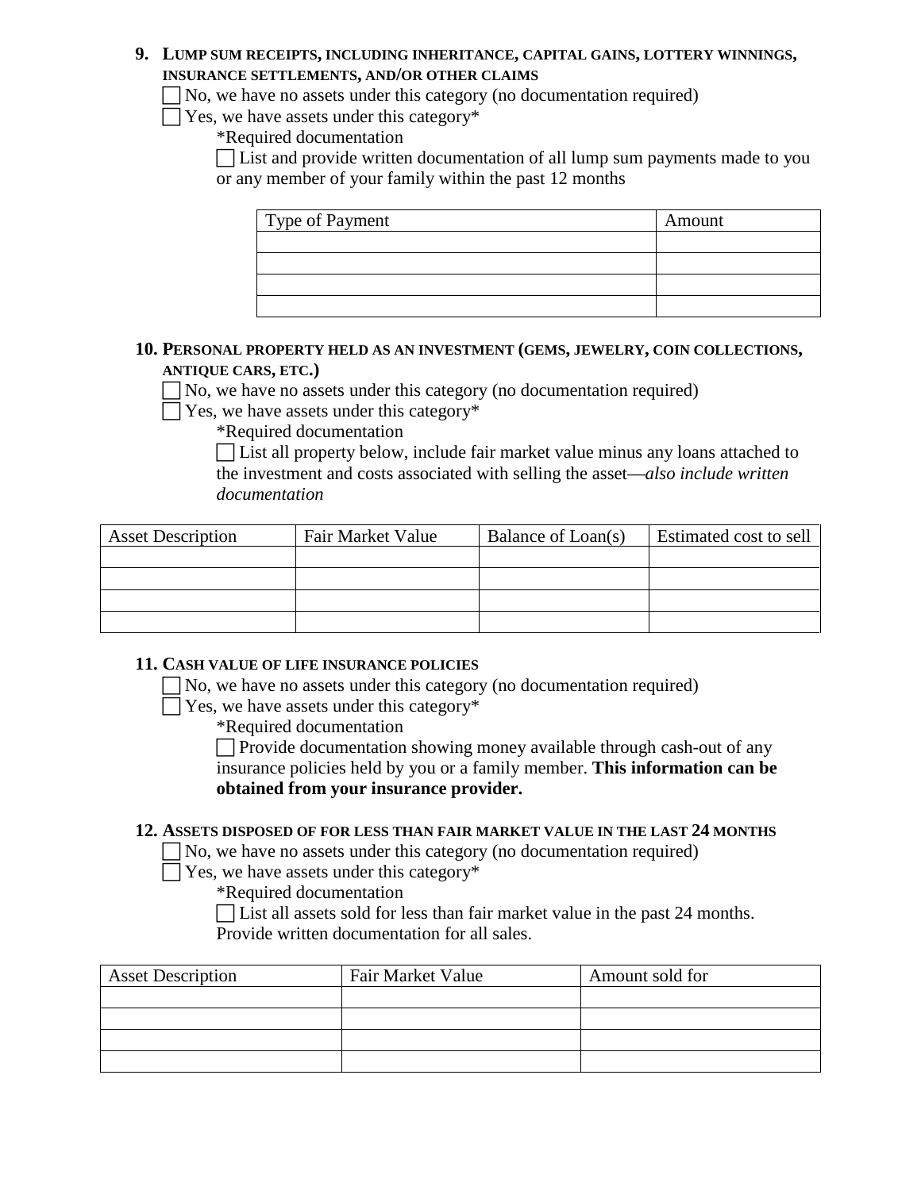**9. Lump sum receipts, including inheritance, capital gains, lottery winnings, insurance settlements, and/or other claims**

☐ No, we have no assets under this category (no documentation required)

☐ Yes, we have assets under this category*

*Required documentation

☐ List and provide written documentation of all lump sum payments made to you or any member of your family within the past 12 months

| Type of Payment | Amount |
|---|---|
| | |
| | |
| | |
| | |

**10. Personal property held as an investment (gems, jewelry, coin collections, antique cars, etc.)**

☐ No, we have no assets under this category (no documentation required)

☐ Yes, we have assets under this category*

*Required documentation

☐ List all property below, include fair market value minus any loans attached to the investment and costs associated with selling the asset—*also include written documentation*

| Asset Description | Fair Market Value | Balance of Loan(s) | Estimated cost to sell |
|---|---|---|---|
| | | | |
| | | | |
| | | | |
| | | | |

**11. Cash value of life insurance policies**

☐ No, we have no assets under this category (no documentation required)

☐ Yes, we have assets under this category*

*Required documentation

☐ Provide documentation showing money available through cash-out of any insurance policies held by you or a family member. **This information can be obtained from your insurance provider.**

**12. Assets disposed of for less than fair market value in the last 24 months**

☐ No, we have no assets under this category (no documentation required)

☐ Yes, we have assets under this category*

*Required documentation

☐ List all assets sold for less than fair market value in the past 24 months. Provide written documentation for all sales.

| Asset Description | Fair Market Value | Amount sold for |
|---|---|---|
| | | |
| | | |
| | | |
| | | |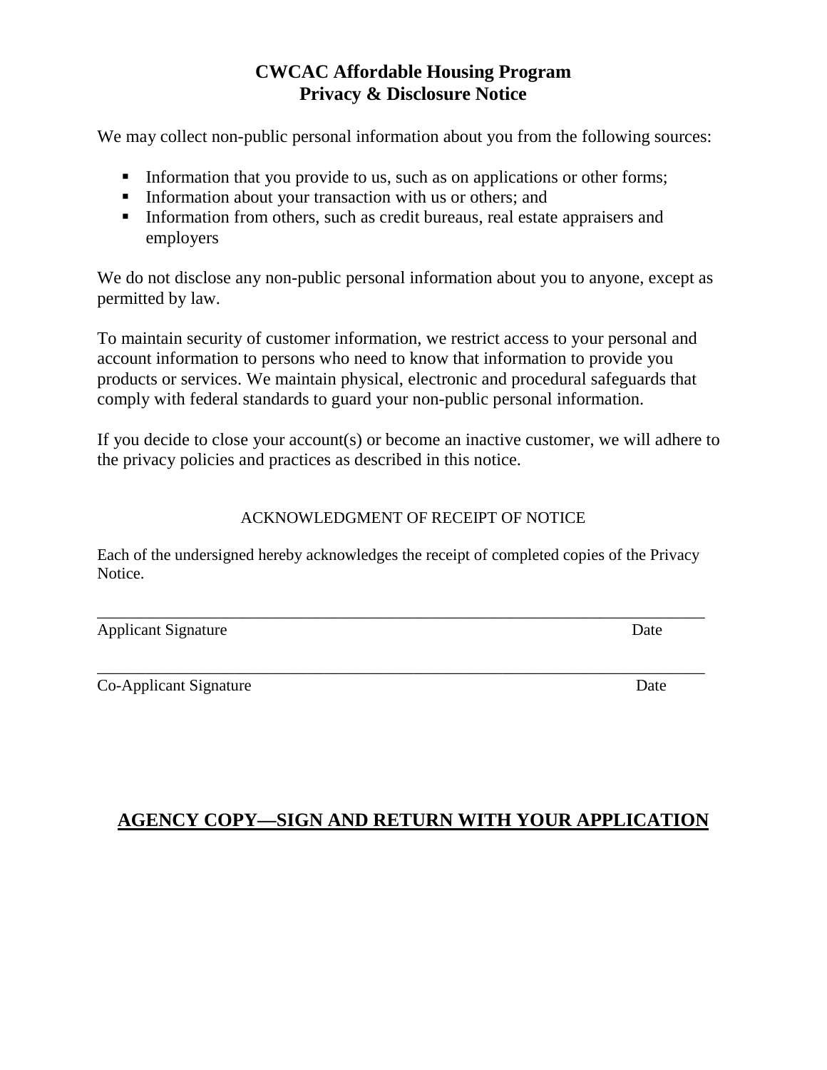# CWCAC Affordable Housing Program
# Privacy & Disclosure Notice

We may collect non-public personal information about you from the following sources:

- Information that you provide to us, such as on applications or other forms;
- Information about your transaction with us or others; and
- Information from others, such as credit bureaus, real estate appraisers and employers

We do not disclose any non-public personal information about you to anyone, except as permitted by law.

To maintain security of customer information, we restrict access to your personal and account information to persons who need to know that information to provide you products or services. We maintain physical, electronic and procedural safeguards that comply with federal standards to guard your non-public personal information.

If you decide to close your account(s) or become an inactive customer, we will adhere to the privacy policies and practices as described in this notice.

ACKNOWLEDGMENT OF RECEIPT OF NOTICE

Each of the undersigned hereby acknowledges the receipt of completed copies of the Privacy Notice.

\_\_\_\_\_\_\_\_\_\_\_\_\_\_\_\_\_\_\_\_\_\_\_\_\_\_\_\_\_\_\_\_\_\_\_\_\_\_\_\_\_\_\_\_\_\_\_\_\_\_\_\_\_\_\_\_\_\_\_\_\_\_\_\_\_\_\_\_\_\_

Applicant Signature Date

\_\_\_\_\_\_\_\_\_\_\_\_\_\_\_\_\_\_\_\_\_\_\_\_\_\_\_\_\_\_\_\_\_\_\_\_\_\_\_\_\_\_\_\_\_\_\_\_\_\_\_\_\_\_\_\_\_\_\_\_\_\_\_\_\_\_\_\_\_\_

Co-Applicant Signature Date

## **AGENCY COPY—SIGN AND RETURN WITH YOUR APPLICATION**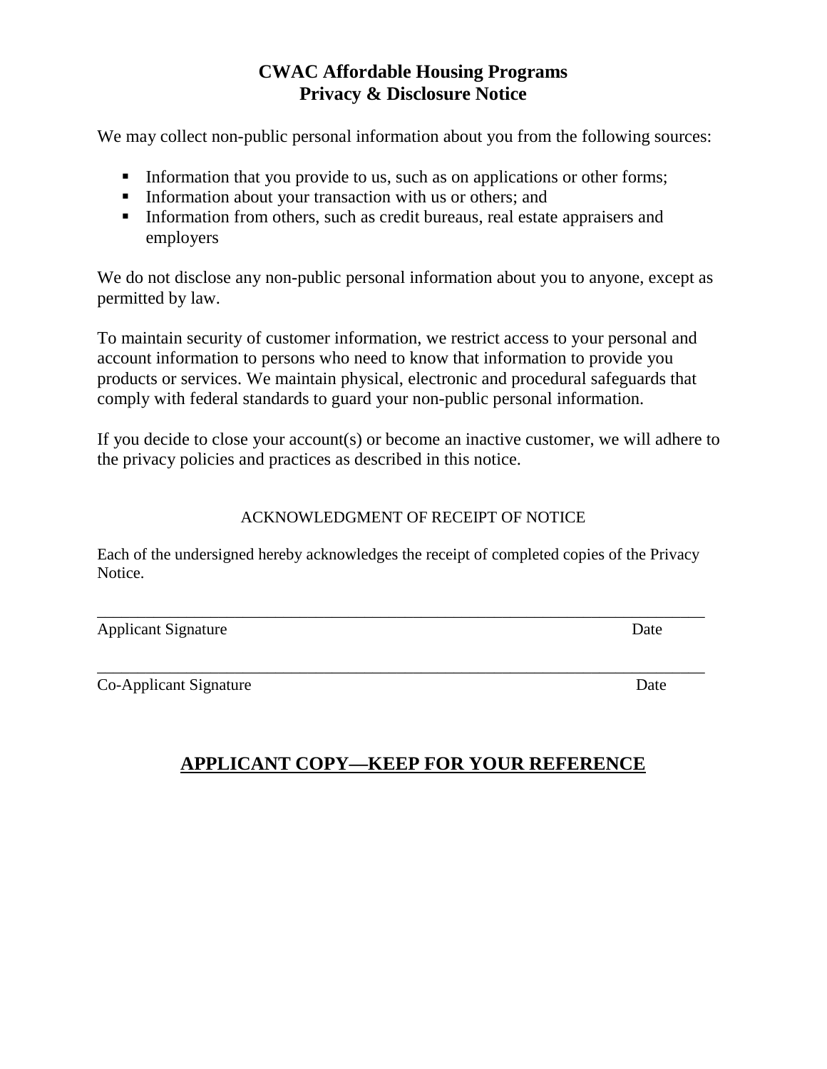# CWAC Affordable Housing Programs
# Privacy & Disclosure Notice

We may collect non-public personal information about you from the following sources:

- Information that you provide to us, such as on applications or other forms;
- Information about your transaction with us or others; and
- Information from others, such as credit bureaus, real estate appraisers and employers

We do not disclose any non-public personal information about you to anyone, except as permitted by law.

To maintain security of customer information, we restrict access to your personal and account information to persons who need to know that information to provide you products or services. We maintain physical, electronic and procedural safeguards that comply with federal standards to guard your non-public personal information.

If you decide to close your account(s) or become an inactive customer, we will adhere to the privacy policies and practices as described in this notice.

ACKNOWLEDGMENT OF RECEIPT OF NOTICE

Each of the undersigned hereby acknowledges the receipt of completed copies of the Privacy Notice.

_______________________________________________________________________________
Applicant Signature                                                                                                    Date

_______________________________________________________________________________
Co-Applicant Signature                                                                                              Date

**APPLICANT COPY—KEEP FOR YOUR REFERENCE**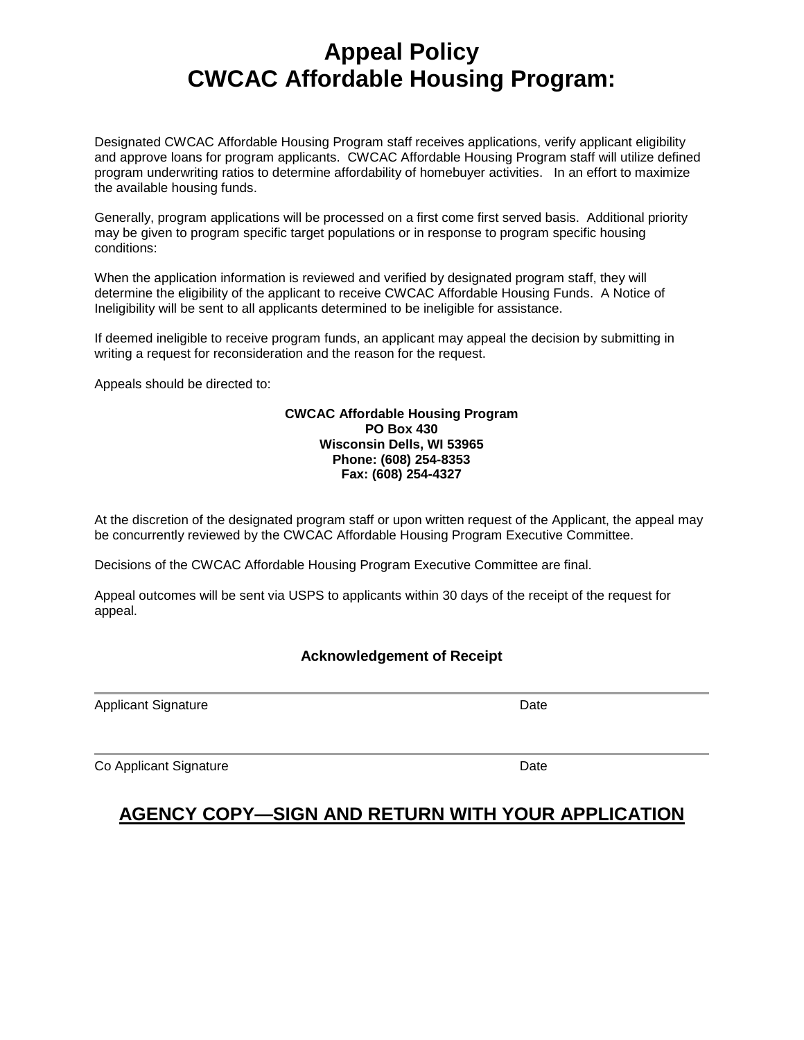# Appeal Policy
# CWCAC Affordable Housing Program:

Designated CWCAC Affordable Housing Program staff receives applications, verify applicant eligibility and approve loans for program applicants. CWCAC Affordable Housing Program staff will utilize defined program underwriting ratios to determine affordability of homebuyer activities. In an effort to maximize the available housing funds.

Generally, program applications will be processed on a first come first served basis. Additional priority may be given to program specific target populations or in response to program specific housing conditions:

When the application information is reviewed and verified by designated program staff, they will determine the eligibility of the applicant to receive CWCAC Affordable Housing Funds. A Notice of Ineligibility will be sent to all applicants determined to be ineligible for assistance.

If deemed ineligible to receive program funds, an applicant may appeal the decision by submitting in writing a request for reconsideration and the reason for the request.

Appeals should be directed to:

**CWCAC Affordable Housing Program**
**PO Box 430**
**Wisconsin Dells, WI 53965**
**Phone: (608) 254-8353**
**Fax: (608) 254-4327**

At the discretion of the designated program staff or upon written request of the Applicant, the appeal may be concurrently reviewed by the CWCAC Affordable Housing Program Executive Committee.

Decisions of the CWCAC Affordable Housing Program Executive Committee are final.

Appeal outcomes will be sent via USPS to applicants within 30 days of the receipt of the request for appeal.

**Acknowledgement of Receipt**

_______________________________________________

Applicant Signature Date

_______________________________________________

Co Applicant Signature Date

## AGENCY COPY—SIGN AND RETURN WITH YOUR APPLICATION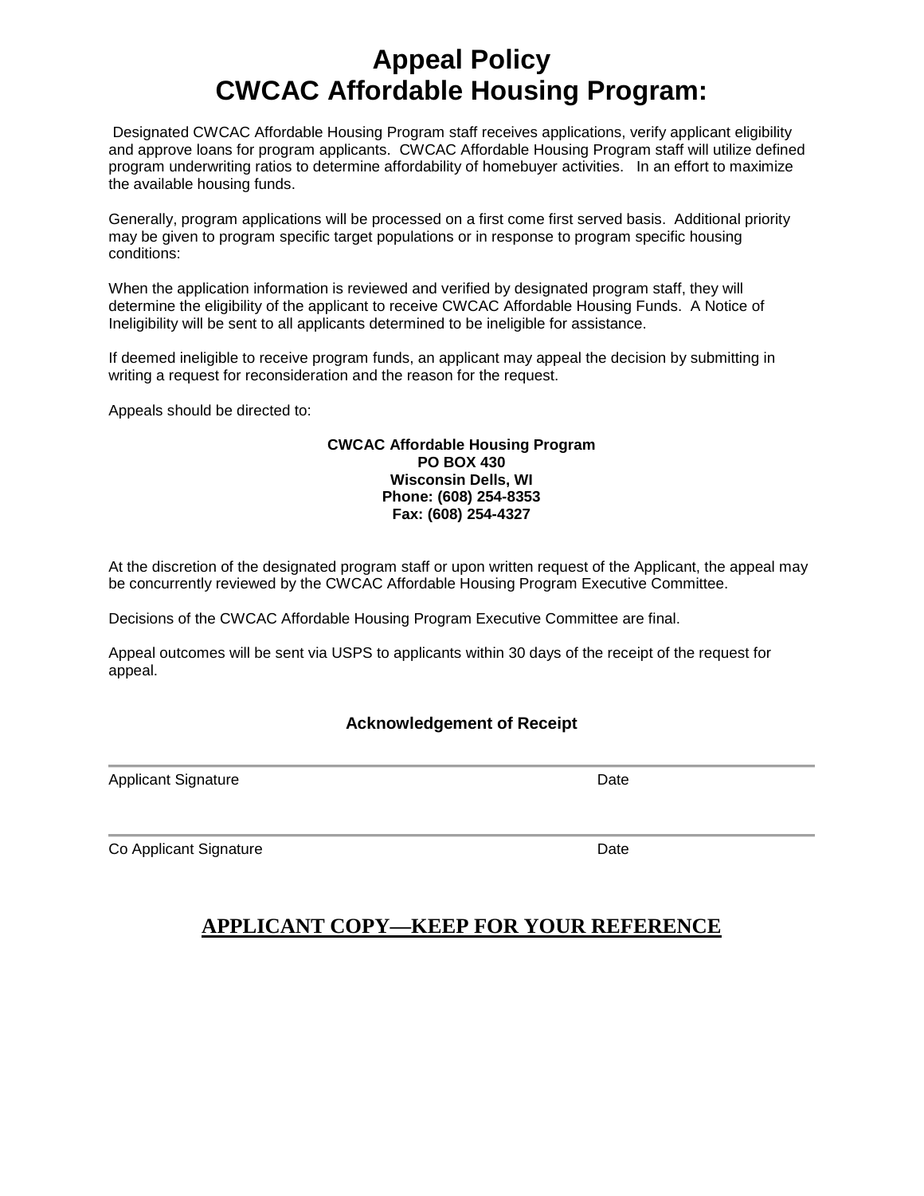# Appeal Policy
# CWCAC Affordable Housing Program:

Designated CWCAC Affordable Housing Program staff receives applications, verify applicant eligibility and approve loans for program applicants. CWCAC Affordable Housing Program staff will utilize defined program underwriting ratios to determine affordability of homebuyer activities. In an effort to maximize the available housing funds.

Generally, program applications will be processed on a first come first served basis. Additional priority may be given to program specific target populations or in response to program specific housing conditions:

When the application information is reviewed and verified by designated program staff, they will determine the eligibility of the applicant to receive CWCAC Affordable Housing Funds. A Notice of Ineligibility will be sent to all applicants determined to be ineligible for assistance.

If deemed ineligible to receive program funds, an applicant may appeal the decision by submitting in writing a request for reconsideration and the reason for the request.

Appeals should be directed to:

**CWCAC Affordable Housing Program**
**PO BOX 430**
**Wisconsin Dells, WI**
**Phone: (608) 254-8353**
**Fax: (608) 254-4327**

At the discretion of the designated program staff or upon written request of the Applicant, the appeal may be concurrently reviewed by the CWCAC Affordable Housing Program Executive Committee.

Decisions of the CWCAC Affordable Housing Program Executive Committee are final.

Appeal outcomes will be sent via USPS to applicants within 30 days of the receipt of the request for appeal.

**Acknowledgement of Receipt**

Applicant Signature Date

Co Applicant Signature Date

**APPLICANT COPY—KEEP FOR YOUR REFERENCE**